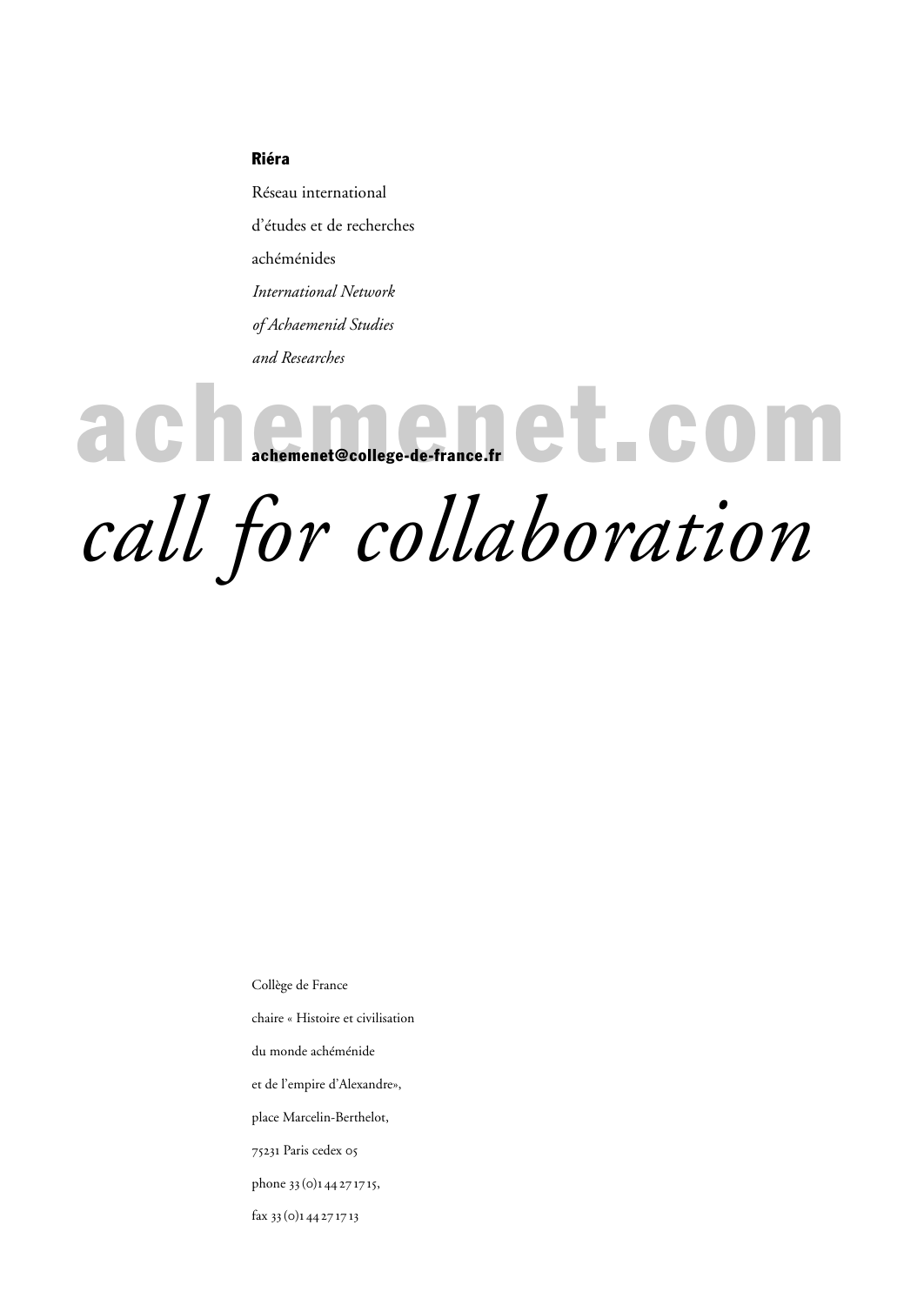**Riéra**

Réseau international

d'études et de recherches

achéménides

*International Network*

*of Achaemenid Studies*

*and Researches*

# achemenet.com

**achemenet@college-de-france.fr**

# *call for collaboration*

Collège de France

chaire « Histoire et civilisation

du monde achéménide

et de l'empire d'Alexandre»,

place Marcelin-Berthelot,

75231 Paris cedex 05

phone 33 (0)1 44 27 17 15,

fax 33 (0)1 44 27 17 13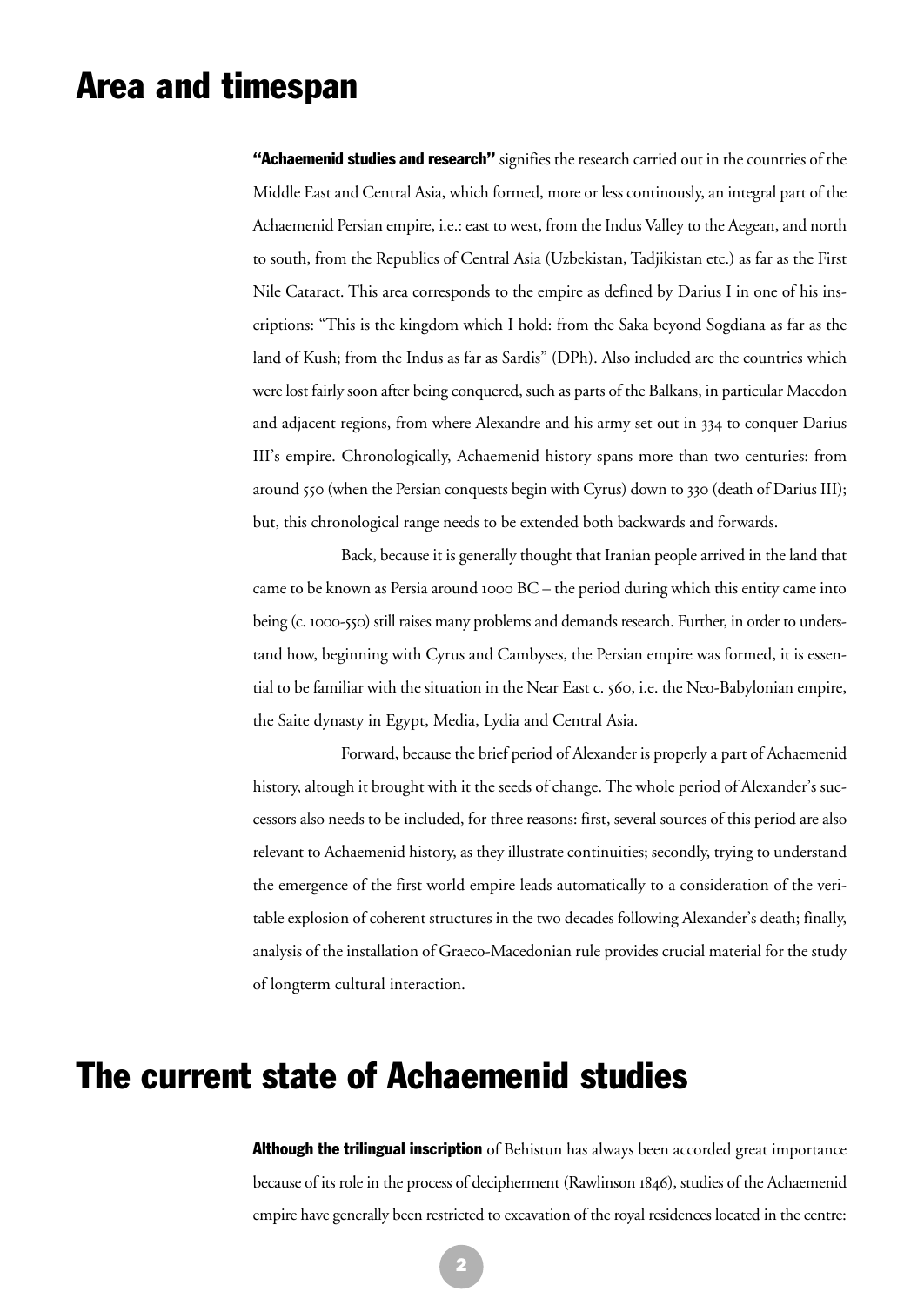# Area and timespan

**"Achaemenid studies and research"** signifies the research carried out in the countries of the Middle East and Central Asia, which formed, more or less continously, an integral part of the Achaemenid Persian empire, i.e.: east to west, from the Indus Valley to the Aegean, and north to south, from the Republics of Central Asia (Uzbekistan, Tadjikistan etc.) as far as the First Nile Cataract. This area corresponds to the empire as defined by Darius I in one of his inscriptions: "This is the kingdom which I hold: from the Saka beyond Sogdiana as far as the land of Kush; from the Indus as far as Sardis" (DPh). Also included are the countries which were lost fairly soon after being conquered, such as parts of the Balkans, in particular Macedon and adjacent regions, from where Alexandre and his army set out in 334 to conquer Darius III's empire. Chronologically, Achaemenid history spans more than two centuries: from around 550 (when the Persian conquests begin with Cyrus) down to 330 (death of Darius III); but, this chronological range needs to be extended both backwards and forwards.

Back, because it is generally thought that Iranian people arrived in the land that came to be known as Persia around 1000 BC – the period during which this entity came into being (c. 1000-550) still raises many problems and demands research. Further, in order to understand how, beginning with Cyrus and Cambyses, the Persian empire was formed, it is essential to be familiar with the situation in the Near East c. 560, i.e. the Neo-Babylonian empire, the Saite dynasty in Egypt, Media, Lydia and Central Asia.

Forward, because the brief period of Alexander is properly a part of Achaemenid history, altough it brought with it the seeds of change. The whole period of Alexander's successors also needs to be included, for three reasons: first, several sources of this period are also relevant to Achaemenid history, as they illustrate continuities; secondly, trying to understand the emergence of the first world empire leads automatically to a consideration of the veritable explosion of coherent structures in the two decades following Alexander's death; finally, analysis of the installation of Graeco-Macedonian rule provides crucial material for the study of longterm cultural interaction.

# The current state of Achaemenid studies

**Although the trilingual inscription** of Behistun has always been accorded great importance because of its role in the process of decipherment (Rawlinson 1846), studies of the Achaemenid empire have generally been restricted to excavation of the royal residences located in the centre: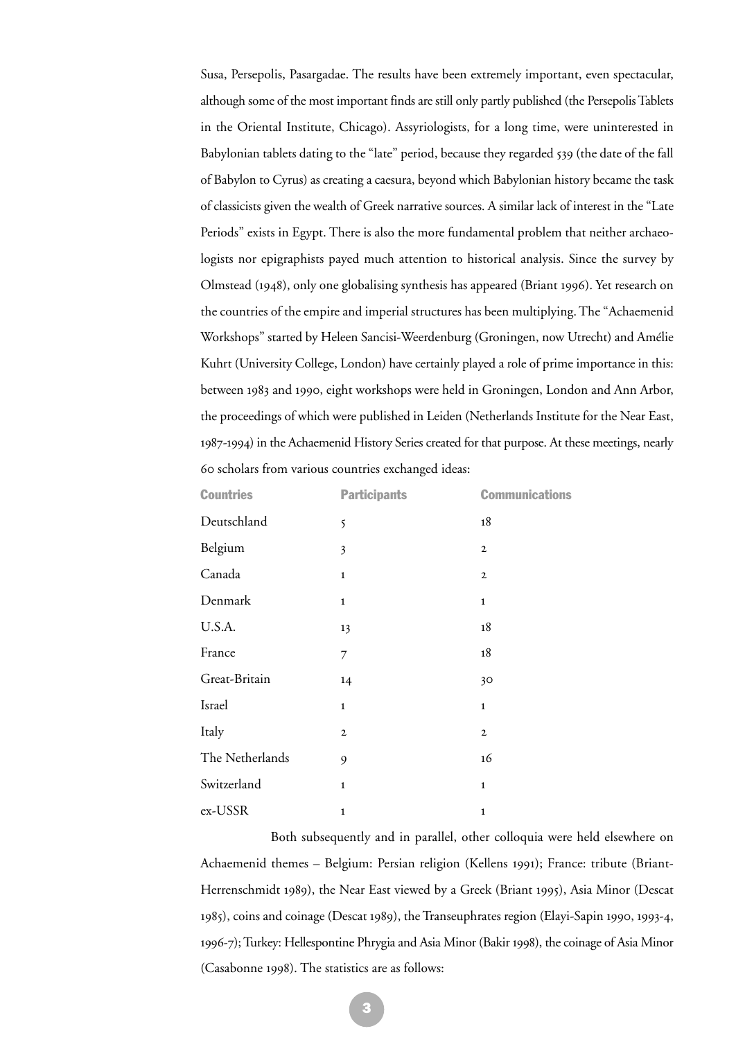Susa, Persepolis, Pasargadae. The results have been extremely important, even spectacular, although some of the most important finds are still only partly published (the Persepolis Tablets in the Oriental Institute, Chicago). Assyriologists, for a long time, were uninterested in Babylonian tablets dating to the "late" period, because they regarded 539 (the date of the fall of Babylon to Cyrus) as creating a caesura, beyond which Babylonian history became the task of classicists given the wealth of Greek narrative sources. A similar lack of interest in the "Late Periods" exists in Egypt. There is also the more fundamental problem that neither archaeologists nor epigraphists payed much attention to historical analysis. Since the survey by Olmstead (1948), only one globalising synthesis has appeared (Briant 1996). Yet research on the countries of the empire and imperial structures has been multiplying. The "Achaemenid Workshops" started by Heleen Sancisi-Weerdenburg (Groningen, now Utrecht) and Amélie Kuhrt (University College, London) have certainly played a role of prime importance in this: between 1983 and 1990, eight workshops were held in Groningen, London and Ann Arbor, the proceedings of which were published in Leiden (Netherlands Institute for the Near East, 1987-1994) in the Achaemenid History Series created for that purpose. At these meetings, nearly 60 scholars from various countries exchanged ideas:

| Countries | Participants | Communications |
|---|---|---|
| Deutschland | 5 | 18 |
| Belgium | 3 | 2 |
| Canada | 1 | 2 |
| Denmark | 1 | 1 |
| U.S.A. | 13 | 18 |
| France | 7 | 18 |
| Great-Britain | 14 | 30 |
| Israel | 1 | 1 |
| Italy | 2 | 2 |
| The Netherlands | 9 | 16 |
| Switzerland | 1 | 1 |
| ex-USSR | 1 | 1 |

Both subsequently and in parallel, other colloquia were held elsewhere on Achaemenid themes – Belgium: Persian religion (Kellens 1991); France: tribute (Briant-Herrenschmidt 1989), the Near East viewed by a Greek (Briant 1995), Asia Minor (Descat 1985), coins and coinage (Descat 1989), the Transeuphrates region (Elayi-Sapin 1990, 1993-4, 1996-7); Turkey: Hellespontine Phrygia and Asia Minor (Bakir 1998), the coinage of Asia Minor (Casabonne 1998). The statistics are as follows: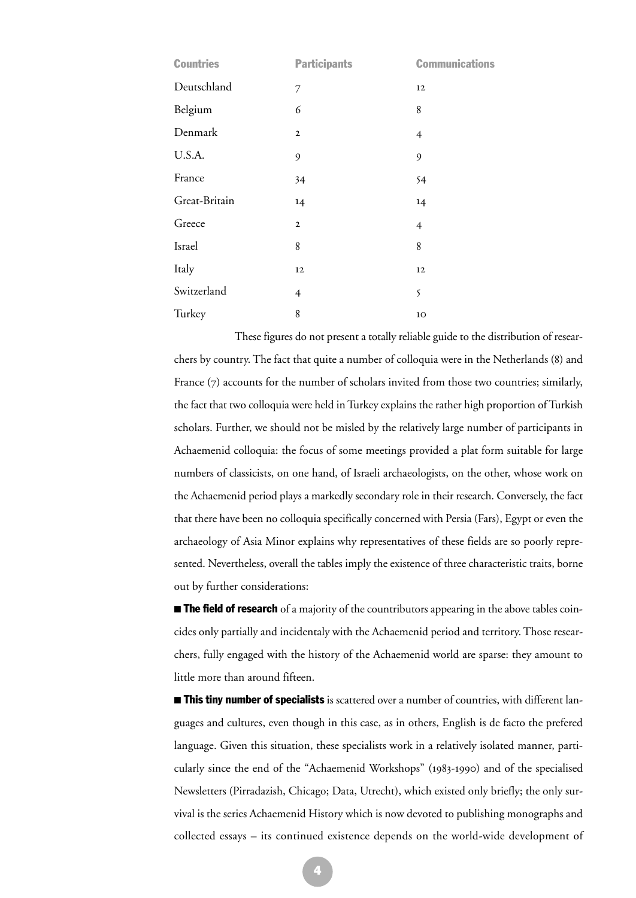| Countries | Participants | Communications |
|---|---|---|
| Deutschland | 7 | 12 |
| Belgium | 6 | 8 |
| Denmark | 2 | 4 |
| U.S.A. | 9 | 9 |
| France | 34 | 54 |
| Great-Britain | 14 | 14 |
| Greece | 2 | 4 |
| Israel | 8 | 8 |
| Italy | 12 | 12 |
| Switzerland | 4 | 5 |
| Turkey | 8 | 10 |

These figures do not present a totally reliable guide to the distribution of researchers by country. The fact that quite a number of colloquia were in the Netherlands (8) and France (7) accounts for the number of scholars invited from those two countries; similarly, the fact that two colloquia were held in Turkey explains the rather high proportion of Turkish scholars. Further, we should not be misled by the relatively large number of participants in Achaemenid colloquia: the focus of some meetings provided a plat form suitable for large numbers of classicists, on one hand, of Israeli archaeologists, on the other, whose work on the Achaemenid period plays a markedly secondary role in their research. Conversely, the fact that there have been no colloquia specifically concerned with Persia (Fars), Egypt or even the archaeology of Asia Minor explains why representatives of these fields are so poorly represented. Nevertheless, overall the tables imply the existence of three characteristic traits, borne out by further considerations:

■ **The field of research** of a majority of the countributors appearing in the above tables coincides only partially and incidentaly with the Achaemenid period and territory. Those researchers, fully engaged with the history of the Achaemenid world are sparse: they amount to little more than around fifteen.

■ **This tiny number of specialists** is scattered over a number of countries, with different languages and cultures, even though in this case, as in others, English is de facto the prefered language. Given this situation, these specialists work in a relatively isolated manner, particularly since the end of the "Achaemenid Workshops" (1983-1990) and of the specialised Newsletters (Pirradazish, Chicago; Data, Utrecht), which existed only briefly; the only survival is the series Achaemenid History which is now devoted to publishing monographs and collected essays – its continued existence depends on the world-wide development of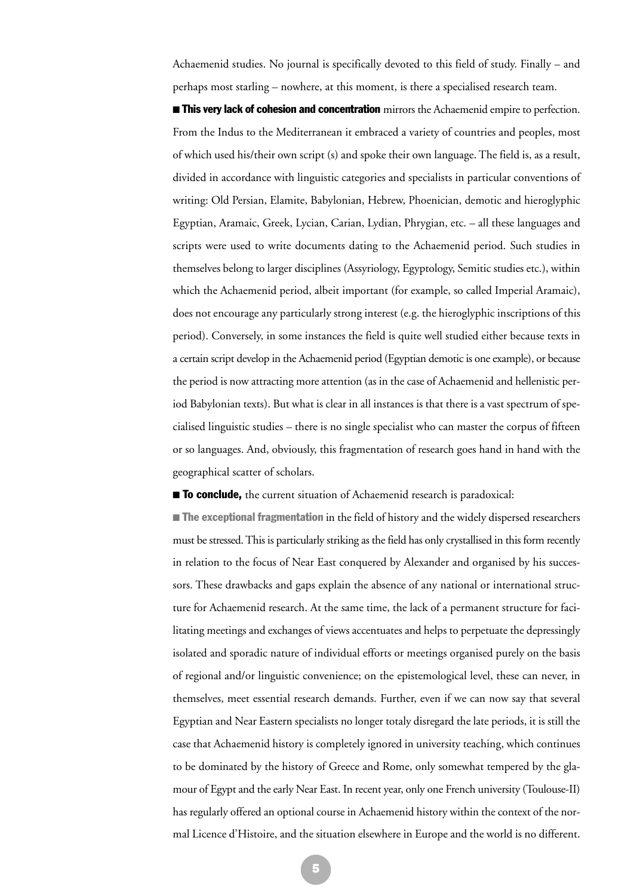Achaemenid studies. No journal is specifically devoted to this field of study. Finally – and perhaps most starling – nowhere, at this moment, is there a specialised research team.

■ **This very lack of cohesion and concentration** mirrors the Achaemenid empire to perfection. From the Indus to the Mediterranean it embraced a variety of countries and peoples, most of which used his/their own script (s) and spoke their own language. The field is, as a result, divided in accordance with linguistic categories and specialists in particular conventions of writing: Old Persian, Elamite, Babylonian, Hebrew, Phoenician, demotic and hieroglyphic Egyptian, Aramaic, Greek, Lycian, Carian, Lydian, Phrygian, etc. – all these languages and scripts were used to write documents dating to the Achaemenid period. Such studies in themselves belong to larger disciplines (Assyriology, Egyptology, Semitic studies etc.), within which the Achaemenid period, albeit important (for example, so called Imperial Aramaic), does not encourage any particularly strong interest (e.g. the hieroglyphic inscriptions of this period). Conversely, in some instances the field is quite well studied either because texts in a certain script develop in the Achaemenid period (Egyptian demotic is one example), or because the period is now attracting more attention (as in the case of Achaemenid and hellenistic period Babylonian texts). But what is clear in all instances is that there is a vast spectrum of specialised linguistic studies – there is no single specialist who can master the corpus of fifteen or so languages. And, obviously, this fragmentation of research goes hand in hand with the geographical scatter of scholars.

■ **To conclude,** the current situation of Achaemenid research is paradoxical:

■ **The exceptional fragmentation** in the field of history and the widely dispersed researchers must be stressed. This is particularly striking as the field has only crystallised in this form recently in relation to the focus of Near East conquered by Alexander and organised by his successors. These drawbacks and gaps explain the absence of any national or international structure for Achaemenid research. At the same time, the lack of a permanent structure for facilitating meetings and exchanges of views accentuates and helps to perpetuate the depressingly isolated and sporadic nature of individual efforts or meetings organised purely on the basis of regional and/or linguistic convenience; on the epistemological level, these can never, in themselves, meet essential research demands. Further, even if we can now say that several Egyptian and Near Eastern specialists no longer totaly disregard the late periods, it is still the case that Achaemenid history is completely ignored in university teaching, which continues to be dominated by the history of Greece and Rome, only somewhat tempered by the glamour of Egypt and the early Near East. In recent year, only one French university (Toulouse-II) has regularly offered an optional course in Achaemenid history within the context of the normal Licence d'Histoire, and the situation elsewhere in Europe and the world is no different.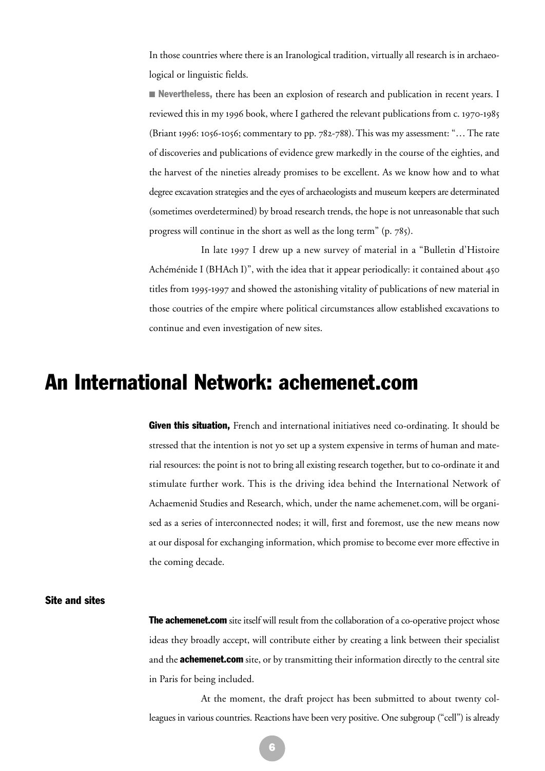In those countries where there is an Iranological tradition, virtually all research is in archaeological or linguistic fields.

■ **Nevertheless,** there has been an explosion of research and publication in recent years. I reviewed this in my 1996 book, where I gathered the relevant publications from c. 1970-1985 (Briant 1996: 1056-1056; commentary to pp. 782-788). This was my assessment: "… The rate of discoveries and publications of evidence grew markedly in the course of the eighties, and the harvest of the nineties already promises to be excellent. As we know how and to what degree excavation strategies and the eyes of archaeologists and museum keepers are determinated (sometimes overdetermined) by broad research trends, the hope is not unreasonable that such progress will continue in the short as well as the long term" (p. 785).

In late 1997 I drew up a new survey of material in a "Bulletin d'Histoire Achéménide I (BHAch I)", with the idea that it appear periodically: it contained about 450 titles from 1995-1997 and showed the astonishing vitality of publications of new material in those coutries of the empire where political circumstances allow established excavations to continue and even investigation of new sites.

# An International Network: achemenet.com

**Given this situation,** French and international initiatives need co-ordinating. It should be stressed that the intention is not yo set up a system expensive in terms of human and material resources: the point is not to bring all existing research together, but to co-ordinate it and stimulate further work. This is the driving idea behind the International Network of Achaemenid Studies and Research, which, under the name achemenet.com, will be organised as a series of interconnected nodes; it will, first and foremost, use the new means now at our disposal for exchanging information, which promise to become ever more effective in the coming decade.

## Site and sites

**The achemenet.com** site itself will result from the collaboration of a co-operative project whose ideas they broadly accept, will contribute either by creating a link between their specialist and the **achemenet.com** site, or by transmitting their information directly to the central site in Paris for being included.

At the moment, the draft project has been submitted to about twenty colleagues in various countries. Reactions have been very positive. One subgroup ("cell") is already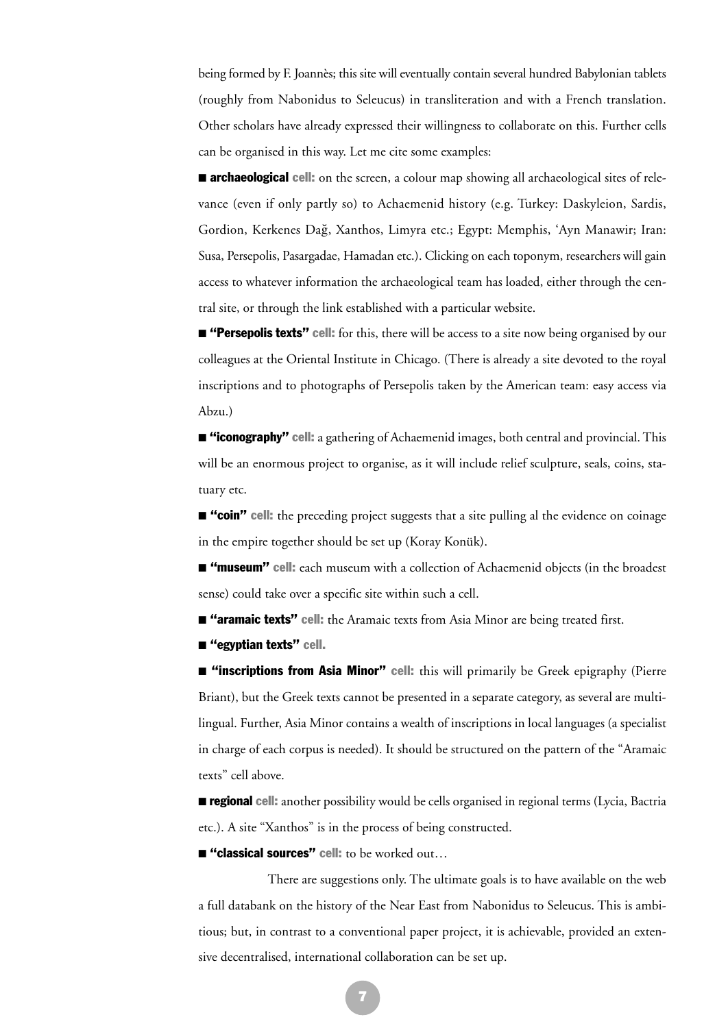being formed by F. Joannès; this site will eventually contain several hundred Babylonian tablets (roughly from Nabonidus to Seleucus) in transliteration and with a French translation. Other scholars have already expressed their willingness to collaborate on this. Further cells can be organised in this way. Let me cite some examples:

- **archaeological cell:** on the screen, a colour map showing all archaeological sites of relevance (even if only partly so) to Achaemenid history (e.g. Turkey: Daskyleion, Sardis, Gordion, Kerkenes Dağ, Xanthos, Limyra etc.; Egypt: Memphis, ʿAyn Manawir; Iran: Susa, Persepolis, Pasargadae, Hamadan etc.). Clicking on each toponym, researchers will gain access to whatever information the archaeological team has loaded, either through the central site, or through the link established with a particular website.
- **"Persepolis texts" cell:** for this, there will be access to a site now being organised by our colleagues at the Oriental Institute in Chicago. (There is already a site devoted to the royal inscriptions and to photographs of Persepolis taken by the American team: easy access via Abzu.)
- **"iconography" cell:** a gathering of Achaemenid images, both central and provincial. This will be an enormous project to organise, as it will include relief sculpture, seals, coins, statuary etc.
- **"coin" cell:** the preceding project suggests that a site pulling al the evidence on coinage in the empire together should be set up (Koray Konük).
- **"museum" cell:** each museum with a collection of Achaemenid objects (in the broadest sense) could take over a specific site within such a cell.
- **"aramaic texts" cell:** the Aramaic texts from Asia Minor are being treated first.
- **"egyptian texts" cell.**
- **"inscriptions from Asia Minor" cell:** this will primarily be Greek epigraphy (Pierre Briant), but the Greek texts cannot be presented in a separate category, as several are multilingual. Further, Asia Minor contains a wealth of inscriptions in local languages (a specialist in charge of each corpus is needed). It should be structured on the pattern of the "Aramaic texts" cell above.
- **regional cell:** another possibility would be cells organised in regional terms (Lycia, Bactria etc.). A site "Xanthos" is in the process of being constructed.
- **"classical sources" cell:** to be worked out…

There are suggestions only. The ultimate goals is to have available on the web a full databank on the history of the Near East from Nabonidus to Seleucus. This is ambitious; but, in contrast to a conventional paper project, it is achievable, provided an extensive decentralised, international collaboration can be set up.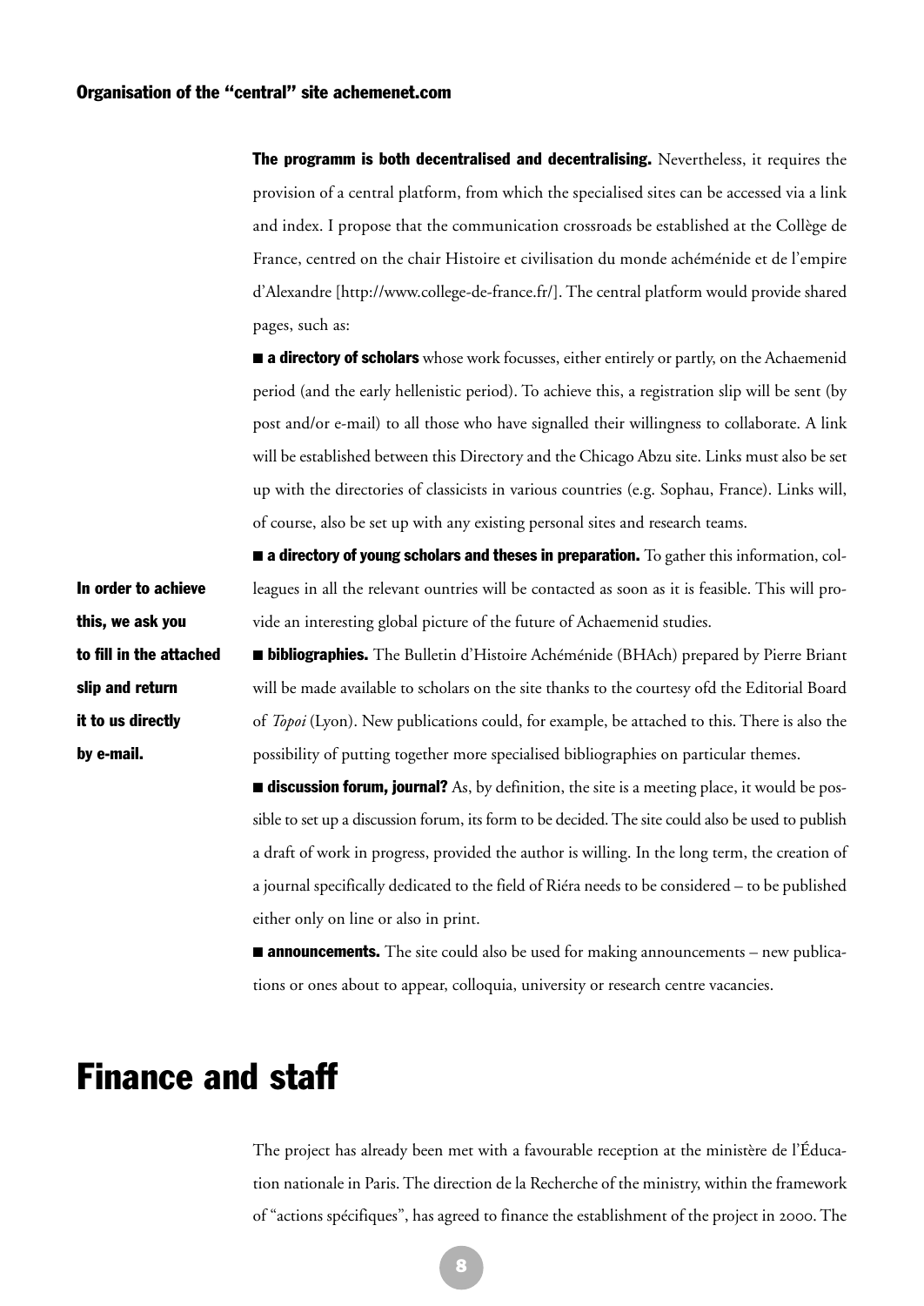## Organisation of the "central" site achemenet.com

**The programm is both decentralised and decentralising.** Nevertheless, it requires the provision of a central platform, from which the specialised sites can be accessed via a link and index. I propose that the communication crossroads be established at the Collège de France, centred on the chair Histoire et civilisation du monde achéménide et de l'empire d'Alexandre [http://www.college-de-france.fr/]. The central platform would provide shared pages, such as:

- **a directory of scholars** whose work focusses, either entirely or partly, on the Achaemenid period (and the early hellenistic period). To achieve this, a registration slip will be sent (by post and/or e-mail) to all those who have signalled their willingness to collaborate. A link will be established between this Directory and the Chicago Abzu site. Links must also be set up with the directories of classicists in various countries (e.g. Sophau, France). Links will, of course, also be set up with any existing personal sites and research teams.
- **a directory of young scholars and theses in preparation.** To gather this information, colleagues in all the relevant ountries will be contacted as soon as it is feasible. This will provide an interesting global picture of the future of Achaemenid studies.

**In order to achieve this, we ask you to fill in the attached slip and return it to us directly by e-mail.**

- **bibliographies.** The Bulletin d'Histoire Achéménide (BHAch) prepared by Pierre Briant will be made available to scholars on the site thanks to the courtesy ofd the Editorial Board of *Topoi* (Lyon). New publications could, for example, be attached to this. There is also the possibility of putting together more specialised bibliographies on particular themes.
- **discussion forum, journal?** As, by definition, the site is a meeting place, it would be possible to set up a discussion forum, its form to be decided. The site could also be used to publish a draft of work in progress, provided the author is willing. In the long term, the creation of a journal specifically dedicated to the field of Riéra needs to be considered – to be published either only on line or also in print.
- **announcements.** The site could also be used for making announcements – new publications or ones about to appear, colloquia, university or research centre vacancies.

# Finance and staff

The project has already been met with a favourable reception at the ministère de l'Éducation nationale in Paris. The direction de la Recherche of the ministry, within the framework of "actions spécifiques", has agreed to finance the establishment of the project in 2000. The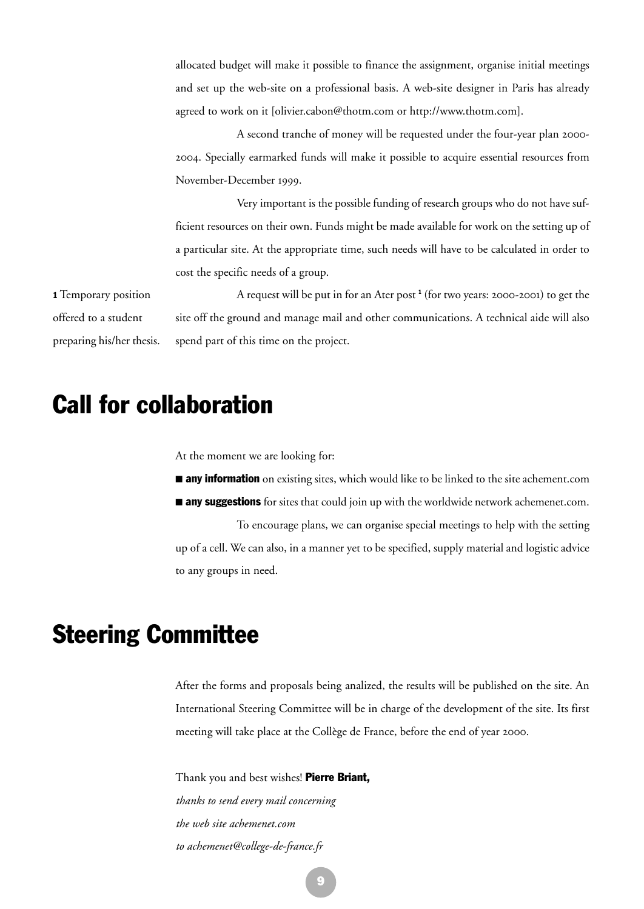allocated budget will make it possible to finance the assignment, organise initial meetings and set up the web-site on a professional basis. A web-site designer in Paris has already agreed to work on it [olivier.cabon@thotm.com or http://www.thotm.com].

A second tranche of money will be requested under the four-year plan 2000-2004. Specially earmarked funds will make it possible to acquire essential resources from November-December 1999.

Very important is the possible funding of research groups who do not have sufficient resources on their own. Funds might be made available for work on the setting up of a particular site. At the appropriate time, such needs will have to be calculated in order to cost the specific needs of a group.

A request will be put in for an Ater post [1] (for two years: 2000-2001) to get the site off the ground and manage mail and other communications. A technical aide will also spend part of this time on the project.

**1** Temporary position offered to a student preparing his/her thesis.

## Call for collaboration

At the moment we are looking for:

- **any information** on existing sites, which would like to be linked to the site achement.com
- **any suggestions** for sites that could join up with the worldwide network achemenet.com.

To encourage plans, we can organise special meetings to help with the setting up of a cell. We can also, in a manner yet to be specified, supply material and logistic advice to any groups in need.

## Steering Committee

After the forms and proposals being analized, the results will be published on the site. An International Steering Committee will be in charge of the development of the site. Its first meeting will take place at the Collège de France, before the end of year 2000.

Thank you and best wishes! **Pierre Briant,**

*thanks to send every mail concerning*
*the web site achemenet.com*
*to achemenet@college-de-france.fr*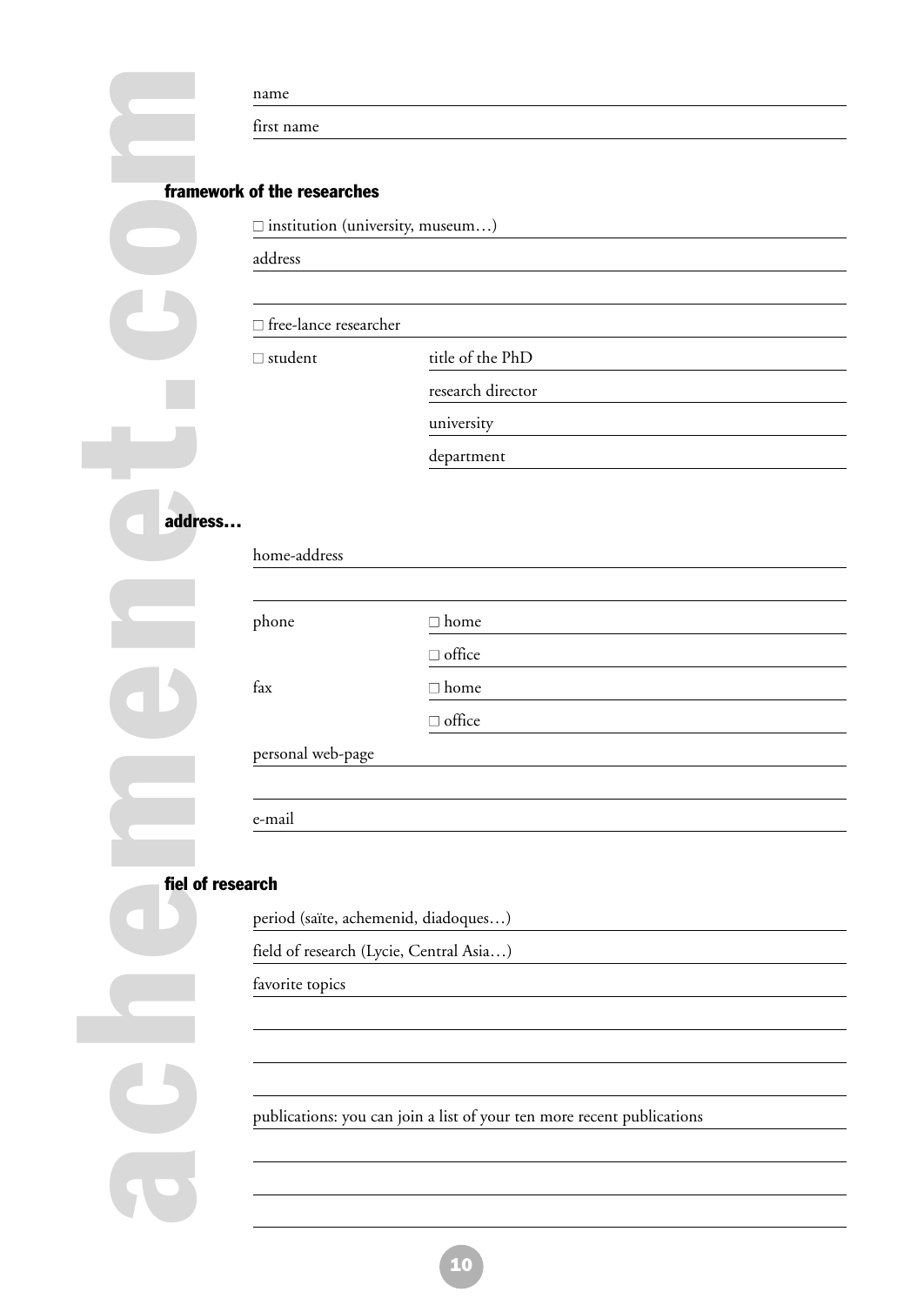name

first name

## framework of the researches

☐ institution (university, museum…)

address

☐ free-lance researcher

☐ student

title of the PhD

research director

university

department

## address…

home-address

phone ☐ home

☐ office

fax ☐ home

☐ office

personal web-page

e-mail

## fiel of research

period (saïte, achemenid, diadoques…)

field of research (Lycie, Central Asia…)

favorite topics

publications: you can join a list of your ten more recent publications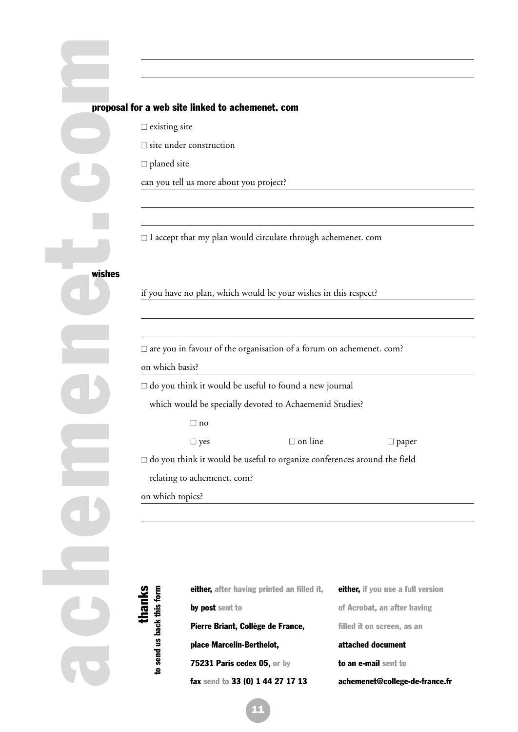## proposal for a web site linked to achemenet. com

☐ existing site

☐ site under construction

☐ planed site

can you tell us more about you project?

☐ I accept that my plan would circulate through achemenet. com

## wishes

if you have no plan, which would be your wishes in this respect?

☐ are you in favour of the organisation of a forum on achemenet. com?

on which basis?

☐ do you think it would be useful to found a new journal which would be specially devoted to Achaemenid Studies?

☐ no

☐ yes ☐ on line ☐ paper

☐ do you think it would be useful to organize conferences around the field relating to achemenet. com?

on which topics?

**thanks** to send us back this form

**either,** after having printed an filled it, **by post** sent to **Pierre Briant, Collège de France, place Marcelin-Berthelot, 75231 Paris cedex 05,** or by **fax** sent to **33 (0) 1 44 27 17 13**

**either,** if you use a full version of Acrobat, an after having filled it on screen, as an **attached document to an e-mail** sent to **achemenet@college-de-france.fr**